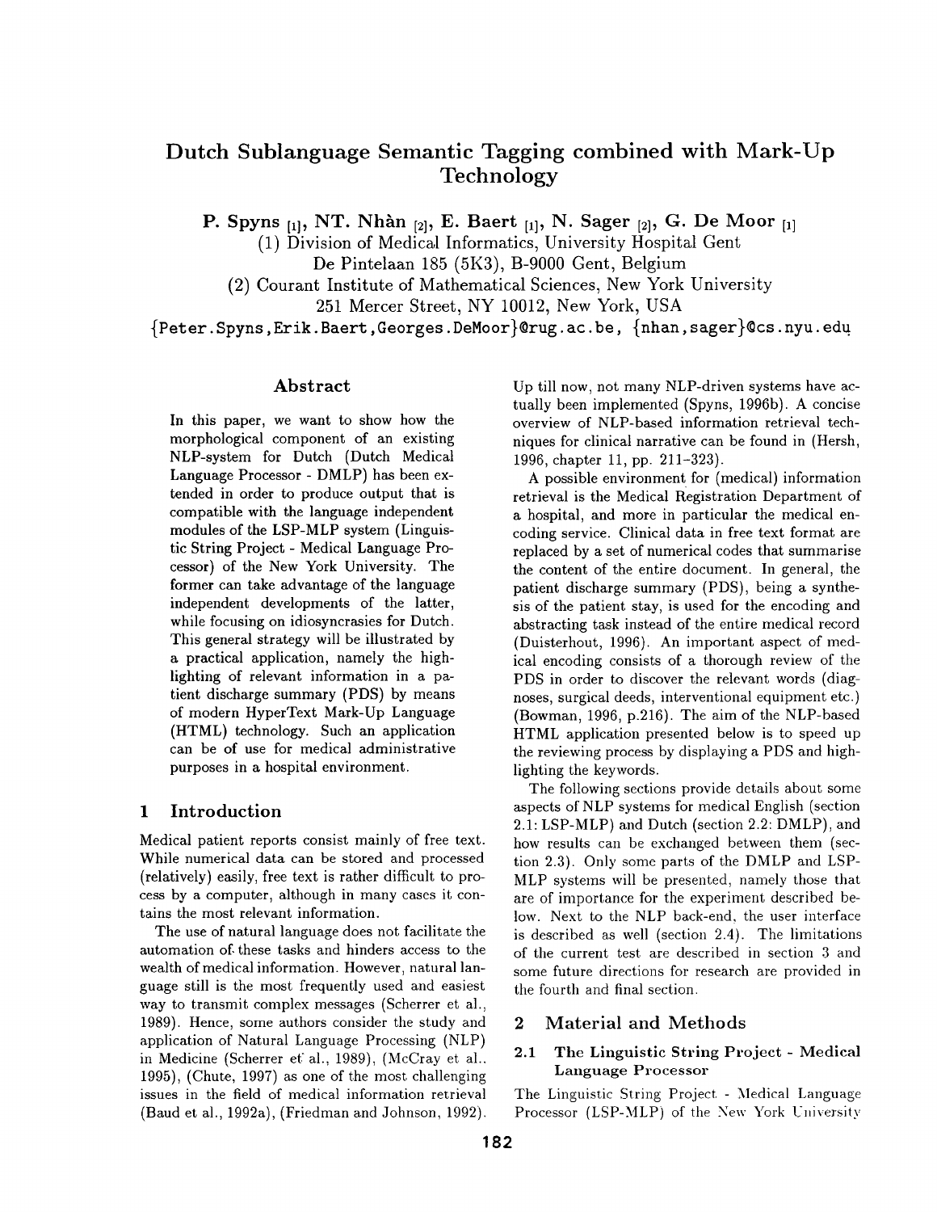# Dutch Sublanguage Semantic Tagging combined with Mark-Up Technology

**P. Spyns [1], NT. Nhàn [2], E. Baert [1], N. Sager [2], G. De Moor [1]**

(1) Division of Medical Informatics, University Hospital Gent
De Pintelaan 185 (5K3), B-9000 Gent, Belgium

(2) Courant Institute of Mathematical Sciences, New York University
251 Mercer Street, NY 10012, New York, USA

{Peter.Spyns,Erik.Baert,Georges.DeMoor}@rug.ac.be, {nhan,sager}@cs.nyu.edu

## Abstract

In this paper, we want to show how the morphological component of an existing NLP-system for Dutch (Dutch Medical Language Processor - DMLP) has been extended in order to produce output that is compatible with the language independent modules of the LSP-MLP system (Linguistic String Project - Medical Language Processor) of the New York University. The former can take advantage of the language independent developments of the latter, while focusing on idiosyncrasies for Dutch. This general strategy will be illustrated by a practical application, namely the highlighting of relevant information in a patient discharge summary (PDS) by means of modern HyperText Mark-Up Language (HTML) technology. Such an application can be of use for medical administrative purposes in a hospital environment.

## 1 Introduction

Medical patient reports consist mainly of free text. While numerical data can be stored and processed (relatively) easily, free text is rather difficult to process by a computer, although in many cases it contains the most relevant information.

The use of natural language does not facilitate the automation of these tasks and hinders access to the wealth of medical information. However, natural language still is the most frequently used and easiest way to transmit complex messages (Scherrer et al., 1989). Hence, some authors consider the study and application of Natural Language Processing (NLP) in Medicine (Scherrer et al., 1989), (McCray et al., 1995), (Chute, 1997) as one of the most challenging issues in the field of medical information retrieval (Baud et al., 1992a), (Friedman and Johnson, 1992). Up till now, not many NLP-driven systems have actually been implemented (Spyns, 1996b). A concise overview of NLP-based information retrieval techniques for clinical narrative can be found in (Hersh, 1996, chapter 11, pp. 211-323).

A possible environment for (medical) information retrieval is the Medical Registration Department of a hospital, and more in particular the medical encoding service. Clinical data in free text format are replaced by a set of numerical codes that summarise the content of the entire document. In general, the patient discharge summary (PDS), being a synthesis of the patient stay, is used for the encoding and abstracting task instead of the entire medical record (Duisterhout, 1996). An important aspect of medical encoding consists of a thorough review of the PDS in order to discover the relevant words (diagnoses, surgical deeds, interventional equipment etc.) (Bowman, 1996, p.216). The aim of the NLP-based HTML application presented below is to speed up the reviewing process by displaying a PDS and highlighting the keywords.

The following sections provide details about some aspects of NLP systems for medical English (section 2.1: LSP-MLP) and Dutch (section 2.2: DMLP), and how results can be exchanged between them (section 2.3). Only some parts of the DMLP and LSP-MLP systems will be presented, namely those that are of importance for the experiment described below. Next to the NLP back-end, the user interface is described as well (section 2.4). The limitations of the current test are described in section 3 and some future directions for research are provided in the fourth and final section.

## 2 Material and Methods

### 2.1 The Linguistic String Project - Medical Language Processor

The Linguistic String Project - Medical Language Processor (LSP-MLP) of the New York University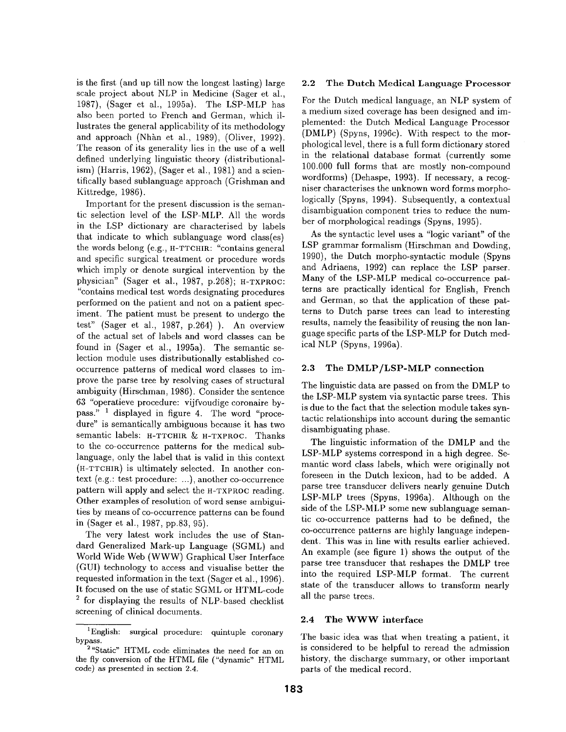is the first (and up till now the longest lasting) large scale project about NLP in Medicine (Sager et al., 1987), (Sager et al., 1995a). The LSP-MLP has also been ported to French and German, which illustrates the general applicability of its methodology and approach (Nhàn et al., 1989), (Oliver, 1992). The reason of its generality lies in the use of a well defined underlying linguistic theory (distributionalism) (Harris, 1962), (Sager et al., 1981) and a scientifically based sublanguage approach (Grishman and Kittredge, 1986).

Important for the present discussion is the semantic selection level of the LSP-MLP. All the words in the LSP dictionary are characterised by labels that indicate to which sublanguage word class(es) the words belong (e.g., H-TTCHIR: "contains general and specific surgical treatment or procedure words which imply or denote surgical intervention by the physician" (Sager et al., 1987, p.268); H-TXPROC: "contains medical test words designating procedures performed on the patient and not on a patient speciment. The patient must be present to undergo the test" (Sager et al., 1987, p.264) ). An overview of the actual set of labels and word classes can be found in (Sager et al., 1995a). The semantic selection module uses distributionally established co-occurrence patterns of medical word classes to improve the parse tree by resolving cases of structural ambiguity (Hirschman, 1986). Consider the sentence 63 "operatieve procedure: vijfvoudige coronaire bypass." [1] displayed in figure 4. The word "procedure" is semantically ambiguous because it has two semantic labels: H-TTCHIR & H-TXPROC. Thanks to the co-occurrence patterns for the medical sublanguage, only the label that is valid in this context (H-TTCHIR) is ultimately selected. In another context (e.g.: test procedure: ...), another co-occurrence pattern will apply and select the H-TXPROC reading. Other examples of resolution of word sense ambiguities by means of co-occurrence patterns can be found in (Sager et al., 1987, pp.83, 95).

The very latest work includes the use of Standard Generalized Mark-up Language (SGML) and World Wide Web (WWW) Graphical User Interface (GUI) technology to access and visualise better the requested information in the text (Sager et al., 1996). It focused on the use of static SGML or HTML-code [2] for displaying the results of NLP-based checklist screening of clinical documents.

[1] English: surgical procedure: quintuple coronary bypass.

[2] "Static" HTML code eliminates the need for an on the fly conversion of the HTML file ("dynamic" HTML code) as presented in section 2.4.

### 2.2 The Dutch Medical Language Processor

For the Dutch medical language, an NLP system of a medium sized coverage has been designed and implemented: the Dutch Medical Language Processor (DMLP) (Spyns, 1996c). With respect to the morphological level, there is a full form dictionary stored in the relational database format (currently some 100.000 full forms that are mostly non-compound wordforms) (Dehaspe, 1993). If necessary, a recogniser characterises the unknown word forms morphologically (Spyns, 1994). Subsequently, a contextual disambiguation component tries to reduce the number of morphological readings (Spyns, 1995).

As the syntactic level uses a "logic variant" of the LSP grammar formalism (Hirschman and Dowding, 1990), the Dutch morpho-syntactic module (Spyns and Adriaens, 1992) can replace the LSP parser. Many of the LSP-MLP medical co-occurrence patterns are practically identical for English, French and German, so that the application of these patterns to Dutch parse trees can lead to interesting results, namely the feasibility of reusing the non language specific parts of the LSP-MLP for Dutch medical NLP (Spyns, 1996a).

### 2.3 The DMLP/LSP-MLP connection

The linguistic data are passed on from the DMLP to the LSP-MLP system via syntactic parse trees. This is due to the fact that the selection module takes syntactic relationships into account during the semantic disambiguating phase.

The linguistic information of the DMLP and the LSP-MLP systems correspond in a high degree. Semantic word class labels, which were originally not foreseen in the Dutch lexicon, had to be added. A parse tree transducer delivers nearly genuine Dutch LSP-MLP trees (Spyns, 1996a). Although on the side of the LSP-MLP some new sublanguage semantic co-occurrence patterns had to be defined, the co-occurrence patterns are highly language independent. This was in line with results earlier achieved. An example (see figure 1) shows the output of the parse tree transducer that reshapes the DMLP tree into the required LSP-MLP format. The current state of the transducer allows to transform nearly all the parse trees.

### 2.4 The WWW interface

The basic idea was that when treating a patient, it is considered to be helpful to reread the admission history, the discharge summary, or other important parts of the medical record.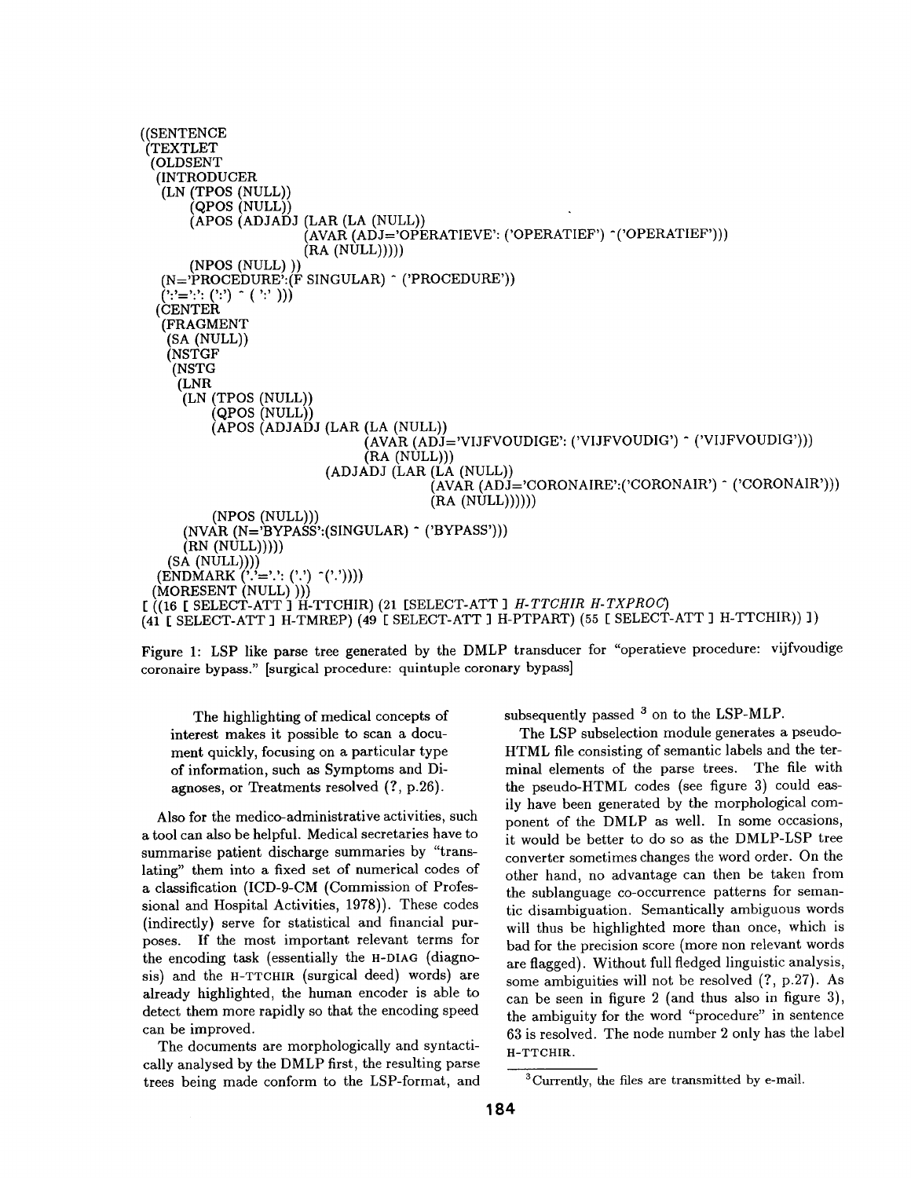```
((SENTENCE
 (TEXTLET
  (OLDSENT
   (INTRODUCER
    (LN (TPOS (NULL))
        (QPOS (NULL))
        (APOS (ADJADJ (LAR (LA (NULL))
                           (AVAR (ADJ='OPERATIEVE': ('OPERATIEF') ^('OPERATIEF')))
                           (RA (NULL)))))
        (NPOS (NULL) ))
    (N='PROCEDURE':(F SINGULAR) ^ ('PROCEDURE'))
    (':'=':': (':') ^ ( ':' )))
   (CENTER
    (FRAGMENT
     (SA (NULL))
     (NSTGF
      (NSTG
       (LNR
        (LN (TPOS (NULL))
            (QPOS (NULL))
            (APOS (ADJADJ (LAR (LA (NULL))
                                   (AVAR (ADJ='VIJFVOUDIGE': ('VIJFVOUDIG') ^ ('VIJFVOUDIG')))
                                   (RA (NULL)))
                          (ADJADJ (LAR (LA (NULL))
                                       (AVAR (ADJ='CORONAIRE':('CORONAIR') ^ ('CORONAIR')))
                                       (RA (NULL))))))
            (NPOS (NULL)))
        (NVAR (N='BYPASS':(SINGULAR) ^ ('BYPASS')))
        (RN (NULL)))))
     (SA (NULL))))
   (ENDMARK ('.'='.': ('.') ^('.'))))
  (MORESENT (NULL) )))
[ ((16 [ SELECT-ATT ] H-TTCHIR) (21 [SELECT-ATT ] H-TTCHIR H-TXPROC)
(41 [ SELECT-ATT ] H-TMREP) (49 [ SELECT-ATT ] H-PTPART) (55 [ SELECT-ATT ] H-TTCHIR)) ])
```

Figure 1: LSP like parse tree generated by the DMLP transducer for "operatieve procedure: vijfvoudige coronaire bypass." [surgical procedure: quintuple coronary bypass]

> The highlighting of medical concepts of interest makes it possible to scan a document quickly, focusing on a particular type of information, such as Symptoms and Diagnoses, or Treatments resolved (?, p.26).

Also for the medico-administrative activities, such a tool can also be helpful. Medical secretaries have to summarise patient discharge summaries by "translating" them into a fixed set of numerical codes of a classification (ICD-9-CM (Commission of Professional and Hospital Activities, 1978)). These codes (indirectly) serve for statistical and financial purposes. If the most important relevant terms for the encoding task (essentially the H-DIAG (diagnosis) and the H-TTCHIR (surgical deed) words) are already highlighted, the human encoder is able to detect them more rapidly so that the encoding speed can be improved.

The documents are morphologically and syntactically analysed by the DMLP first, the resulting parse trees being made conform to the LSP-format, and subsequently passed [3] on to the LSP-MLP.

The LSP subselection module generates a pseudo-HTML file consisting of semantic labels and the terminal elements of the parse trees. The file with the pseudo-HTML codes (see figure 3) could easily have been generated by the morphological component of the DMLP as well. In some occasions, it would be better to do so as the DMLP-LSP tree converter sometimes changes the word order. On the other hand, no advantage can then be taken from the sublanguage co-occurrence patterns for semantic disambiguation. Semantically ambiguous words will thus be highlighted more than once, which is bad for the precision score (more non relevant words are flagged). Without full fledged linguistic analysis, some ambiguities will not be resolved (?, p.27). As can be seen in figure 2 (and thus also in figure 3), the ambiguity for the word "procedure" in sentence 63 is resolved. The node number 2 only has the label H-TTCHIR.

[3] Currently, the files are transmitted by e-mail.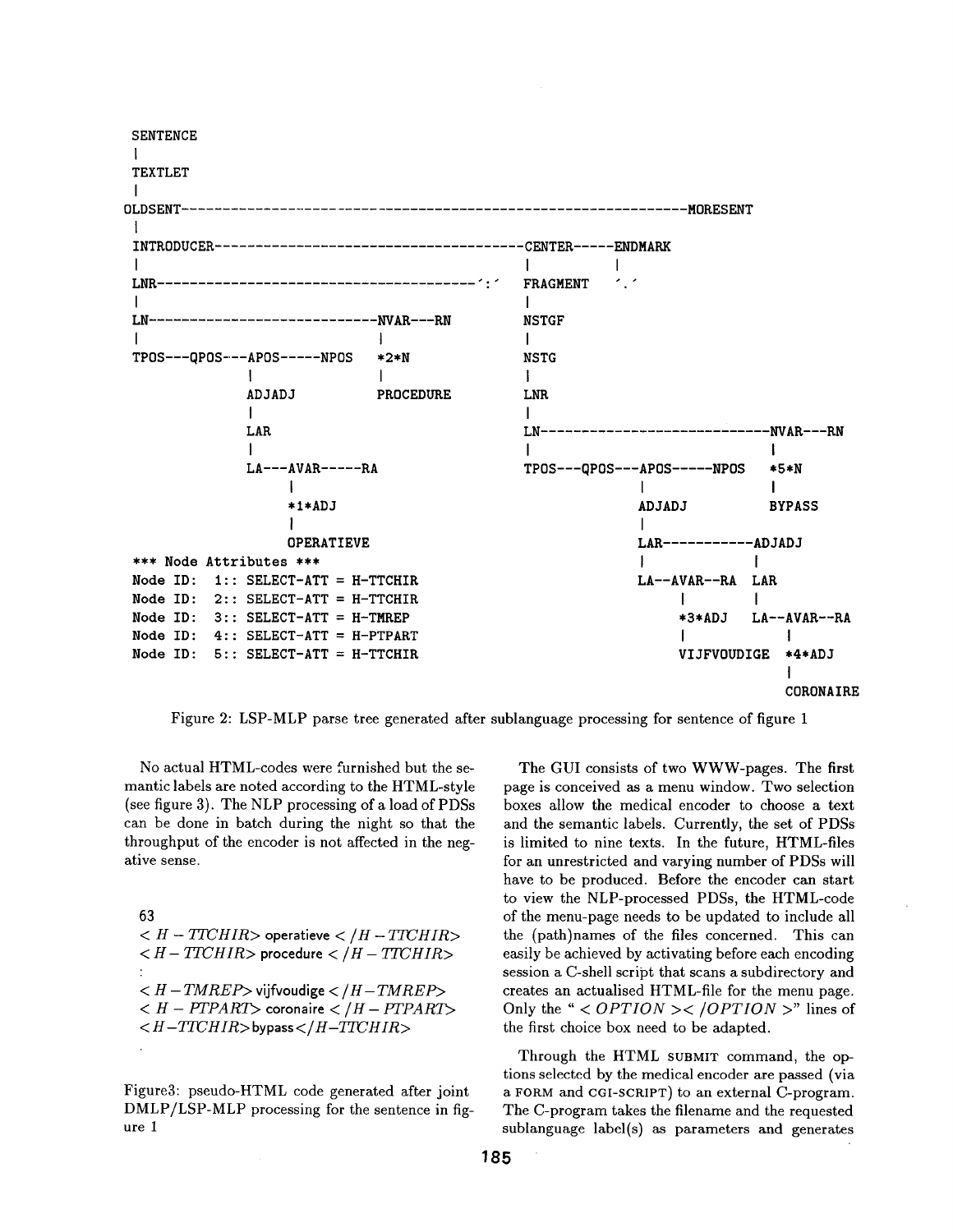```
 SENTENCE
 |
 TEXTLET
 |
OLDSENT----------------------------------------------------------------MORESENT
 |
 INTRODUCER---------------------------------------CENTER-----ENDMARK
 |                                                |          |
 LNR----------------------------------------':'  FRAGMENT   '.'
 |                                                |
 LN-----------------------------NVAR---RN        NSTGF
 |                              |                 |
 TPOS---QPOS---APOS-----NPOS   *2*N              NSTG
              |                 |                 |
              ADJADJ            PROCEDURE         LNR
              |                                   |
              LAR                                 LN-----------------------------NVAR---RN
              |                                   |                              |
              LA---AVAR-----RA                    TPOS---QPOS---APOS-----NPOS   *5*N
                   |                                            |                |
                   *1*ADJ                                       ADJADJ           BYPASS
                   |                                            |
                   OPERATIEVE                                   LAR-----------ADJADJ
 *** Node Attributes ***                                        |             |
 Node ID:  1:: SELECT-ATT = H-TTCHIR                            LA--AVAR--RA  LAR
 Node ID:  2:: SELECT-ATT = H-TTCHIR                                |         |
 Node ID:  3:: SELECT-ATT = H-TMREP                                 *3*ADJ    LA--AVAR--RA
 Node ID:  4:: SELECT-ATT = H-PTPART                                |               |
 Node ID:  5:: SELECT-ATT = H-TTCHIR                                VIJFVOUDIGE   *4*ADJ
                                                                                    |
                                                                                    CORONAIRE
```

Figure 2: LSP-MLP parse tree generated after sublanguage processing for sentence of figure 1

No actual HTML-codes were furnished but the semantic labels are noted according to the HTML-style (see figure 3). The NLP processing of a load of PDSs can be done in batch during the night so that the throughput of the encoder is not affected in the negative sense.

```
63
<H-TTCHIR> operatieve </H-TTCHIR>
<H-TTCHIR> procedure </H-TTCHIR>
:
<H-TMREP> vijfvoudige </H-TMREP>
<H-PTPART> coronaire </H-PTPART>
<H-TTCHIR> bypass </H-TTCHIR>
.
```

Figure3: pseudo-HTML code generated after joint DMLP/LSP-MLP processing for the sentence in figure 1

The GUI consists of two WWW-pages. The first page is conceived as a menu window. Two selection boxes allow the medical encoder to choose a text and the semantic labels. Currently, the set of PDSs is limited to nine texts. In the future, HTML-files for an unrestricted and varying number of PDSs will have to be produced. Before the encoder can start to view the NLP-processed PDSs, the HTML-code of the menu-page needs to be updated to include all the (path)names of the files concerned. This can easily be achieved by activating before each encoding session a C-shell script that scans a subdirectory and creates an actualised HTML-file for the menu page. Only the "*<OPTION></OPTION>*" lines of the first choice box need to be adapted.

Through the HTML SUBMIT command, the options selected by the medical encoder are passed (via a FORM and CGI-SCRIPT) to an external C-program. The C-program takes the filename and the requested sublanguage label(s) as parameters and generates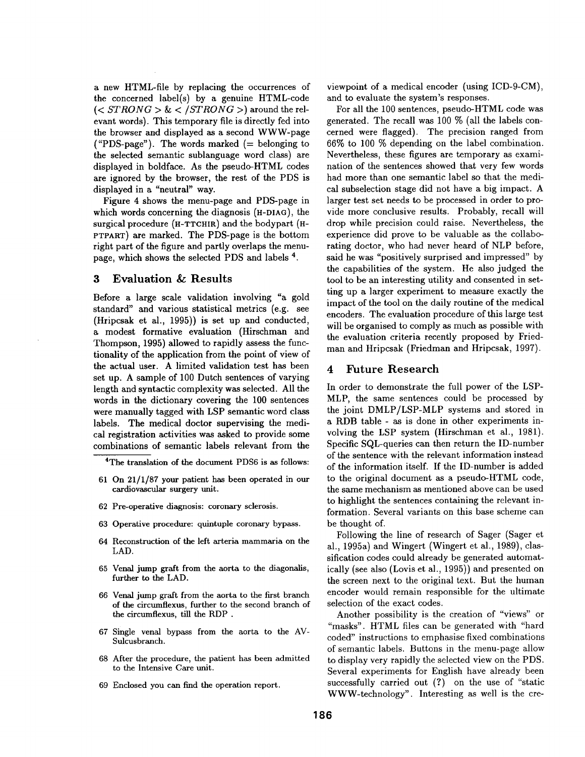a new HTML-file by replacing the occurrences of the concerned label(s) by a genuine HTML-code (< *STRONG* > & < */STRONG* >) around the relevant words). This temporary file is directly fed into the browser and displayed as a second WWW-page ("PDS-page"). The words marked (= belonging to the selected semantic sublanguage word class) are displayed in boldface. As the pseudo-HTML codes are ignored by the browser, the rest of the PDS is displayed in a "neutral" way.

Figure 4 shows the menu-page and PDS-page in which words concerning the diagnosis (H-DIAG), the surgical procedure (H-TTCHIR) and the bodypart (H-PTPART) are marked. The PDS-page is the bottom right part of the figure and partly overlaps the menu-page, which shows the selected PDS and labels [4].

## 3 Evaluation & Results

Before a large scale validation involving "a gold standard" and various statistical metrics (e.g. see (Hripcsak et al., 1995)) is set up and conducted, a modest formative evaluation (Hirschman and Thompson, 1995) allowed to rapidly assess the functionality of the application from the point of view of the actual user. A limited validation test has been set up. A sample of 100 Dutch sentences of varying length and syntactic complexity was selected. All the words in the dictionary covering the 100 sentences were manually tagged with LSP semantic word class labels. The medical doctor supervising the medical registration activities was asked to provide some combinations of semantic labels relevant from the viewpoint of a medical encoder (using ICD-9-CM), and to evaluate the system's responses.

For all the 100 sentences, pseudo-HTML code was generated. The recall was 100 % (all the labels concerned were flagged). The precision ranged from 66% to 100 % depending on the label combination. Nevertheless, these figures are temporary as examination of the sentences showed that very few words had more than one semantic label so that the medical subselection stage did not have a big impact. A larger test set needs to be processed in order to provide more conclusive results. Probably, recall will drop while precision could raise. Nevertheless, the experience did prove to be valuable as the collaborating doctor, who had never heard of NLP before, said he was "positively surprised and impressed" by the capabilities of the system. He also judged the tool to be an interesting utility and consented in setting up a larger experiment to measure exactly the impact of the tool on the daily routine of the medical encoders. The evaluation procedure of this large test will be organised to comply as much as possible with the evaluation criteria recently proposed by Friedman and Hripcsak (Friedman and Hripcsak, 1997).

## 4 Future Research

In order to demonstrate the full power of the LSP-MLP, the same sentences could be processed by the joint DMLP/LSP-MLP systems and stored in a RDB table - as is done in other experiments involving the LSP system (Hirschman et al., 1981). Specific SQL-queries can then return the ID-number of the sentence with the relevant information instead of the information itself. If the ID-number is added to the original document as a pseudo-HTML code, the same mechanism as mentioned above can be used to highlight the sentences containing the relevant information. Several variants on this base scheme can be thought of.

Following the line of research of Sager (Sager et al., 1995a) and Wingert (Wingert et al., 1989), classification codes could already be generated automatically (see also (Lovis et al., 1995)) and presented on the screen next to the original text. But the human encoder would remain responsible for the ultimate selection of the exact codes.

Another possibility is the creation of "views" or "masks". HTML files can be generated with "hard coded" instructions to emphasise fixed combinations of semantic labels. Buttons in the menu-page allow to display very rapidly the selected view on the PDS. Several experiments for English have already been successfully carried out (?) on the use of "static WWW-technology". Interesting as well is the cre-

---

[4] The translation of the document PDS6 is as follows:

61 On 21/1/87 your patient has been operated in our cardiovascular surgery unit.

62 Pre-operative diagnosis: coronary sclerosis.

63 Operative procedure: quintuple coronary bypass.

64 Reconstruction of the left arteria mammaria on the LAD.

65 Venal jump graft from the aorta to the diagonalis, further to the LAD.

66 Venal jump graft from the aorta to the first branch of the circumflexus, further to the second branch of the circumflexus, till the RDP .

67 Single venal bypass from the aorta to the AV-Sulcusbranch.

68 After the procedure, the patient has been admitted to the Intensive Care unit.

69 Enclosed you can find the operation report.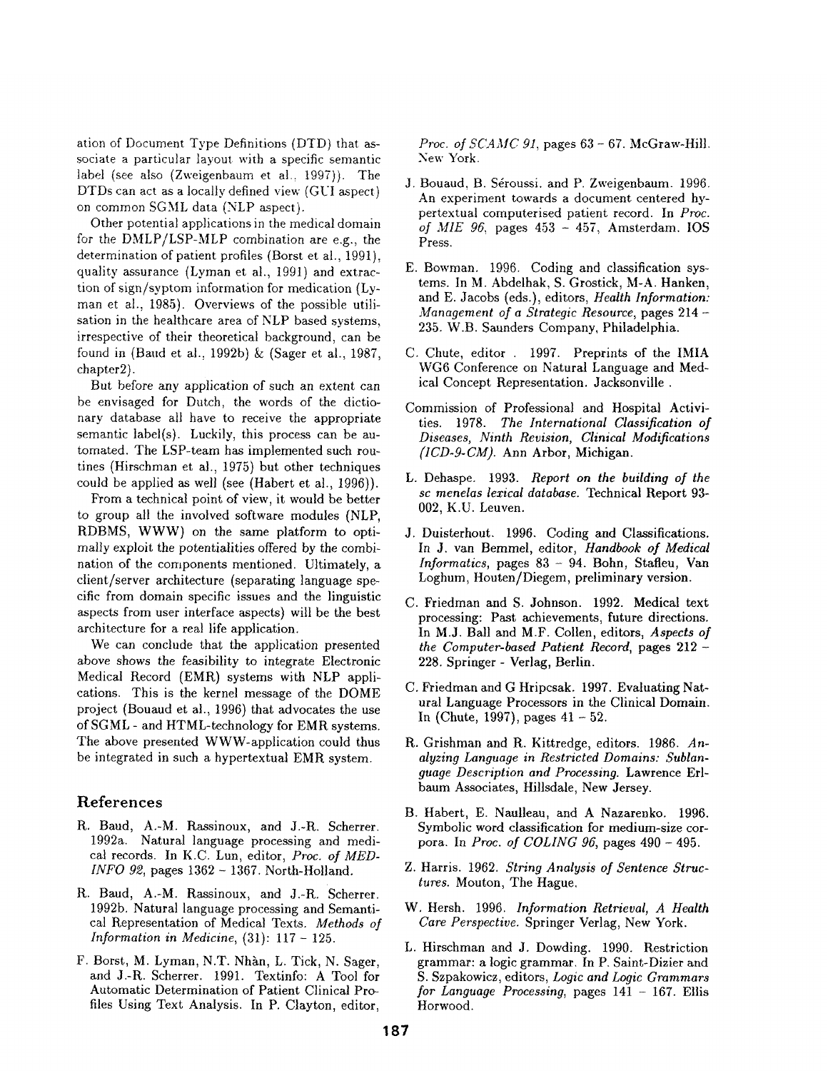ation of Document Type Definitions (DTD) that associate a particular layout with a specific semantic label (see also (Zweigenbaum et al., 1997)). The DTDs can act as a locally defined view (GUI aspect) on common SGML data (NLP aspect).

Other potential applications in the medical domain for the DMLP/LSP-MLP combination are e.g., the determination of patient profiles (Borst et al., 1991), quality assurance (Lyman et al., 1991) and extraction of sign/syptom information for medication (Lyman et al., 1985). Overviews of the possible utilisation in the healthcare area of NLP based systems, irrespective of their theoretical background, can be found in (Baud et al., 1992b) & (Sager et al., 1987, chapter2).

But before any application of such an extent can be envisaged for Dutch, the words of the dictionary database all have to receive the appropriate semantic label(s). Luckily, this process can be automated. The LSP-team has implemented such routines (Hirschman et al., 1975) but other techniques could be applied as well (see (Habert et al., 1996)).

From a technical point of view, it would be better to group all the involved software modules (NLP, RDBMS, WWW) on the same platform to optimally exploit the potentialities offered by the combination of the components mentioned. Ultimately, a client/server architecture (separating language specific from domain specific issues and the linguistic aspects from user interface aspects) will be the best architecture for a real life application.

We can conclude that the application presented above shows the feasibility to integrate Electronic Medical Record (EMR) systems with NLP applications. This is the kernel message of the DOME project (Bouaud et al., 1996) that advocates the use of SGML - and HTML-technology for EMR systems. The above presented WWW-application could thus be integrated in such a hypertextual EMR system.

## References

R. Baud, A.-M. Rassinoux, and J.-R. Scherrer. 1992a. Natural language processing and medical records. In K.C. Lun, editor, *Proc. of MED-INFO 92*, pages 1362 - 1367. North-Holland.

R. Baud, A.-M. Rassinoux, and J.-R. Scherrer. 1992b. Natural language processing and Semantical Representation of Medical Texts. *Methods of Information in Medicine*, (31): 117 - 125.

F. Borst, M. Lyman, N.T. Nhàn, L. Tick, N. Sager, and J.-R. Scherrer. 1991. Textinfo: A Tool for Automatic Determination of Patient Clinical Profiles Using Text Analysis. In P. Clayton, editor, *Proc. of SCAMC 91*, pages 63 - 67. McGraw-Hill. New York.

J. Bouaud, B. Séroussi. and P. Zweigenbaum. 1996. An experiment towards a document centered hypertextual computerised patient record. In *Proc. of MIE 96*, pages 453 - 457, Amsterdam. IOS Press.

E. Bowman. 1996. Coding and classification systems. In M. Abdelhak, S. Grostick, M-A. Hanken, and E. Jacobs (eds.), editors, *Health Information: Management of a Strategic Resource*, pages 214 - 235. W.B. Saunders Company, Philadelphia.

C. Chute, editor . 1997. Preprints of the IMIA WG6 Conference on Natural Language and Medical Concept Representation. Jacksonville .

Commission of Professional and Hospital Activities. 1978. *The International Classification of Diseases, Ninth Revision, Clinical Modifications (ICD-9-CM)*. Ann Arbor, Michigan.

L. Dehaspe. 1993. *Report on the building of the sc menelas lexical database*. Technical Report 93-002, K.U. Leuven.

J. Duisterhout. 1996. Coding and Classifications. In J. van Bemmel, editor, *Handbook of Medical Informatics*, pages 83 - 94. Bohn, Stafleu, Van Loghum, Houten/Diegem, preliminary version.

C. Friedman and S. Johnson. 1992. Medical text processing: Past achievements, future directions. In M.J. Ball and M.F. Collen, editors, *Aspects of the Computer-based Patient Record*, pages 212 - 228. Springer - Verlag, Berlin.

C. Friedman and G Hripcsak. 1997. Evaluating Natural Language Processors in the Clinical Domain. In (Chute, 1997), pages 41 - 52.

R. Grishman and R. Kittredge, editors. 1986. *Analyzing Language in Restricted Domains: Sublanguage Description and Processing*. Lawrence Erlbaum Associates, Hillsdale, New Jersey.

B. Habert, E. Naulleau, and A Nazarenko. 1996. Symbolic word classification for medium-size corpora. In *Proc. of COLING 96*, pages 490 - 495.

Z. Harris. 1962. *String Analysis of Sentence Structures*. Mouton, The Hague.

W. Hersh. 1996. *Information Retrieval, A Health Care Perspective*. Springer Verlag, New York.

L. Hirschman and J. Dowding. 1990. Restriction grammar: a logic grammar. In P. Saint-Dizier and S. Szpakowicz, editors, *Logic and Logic Grammars for Language Processing*, pages 141 - 167. Ellis Horwood.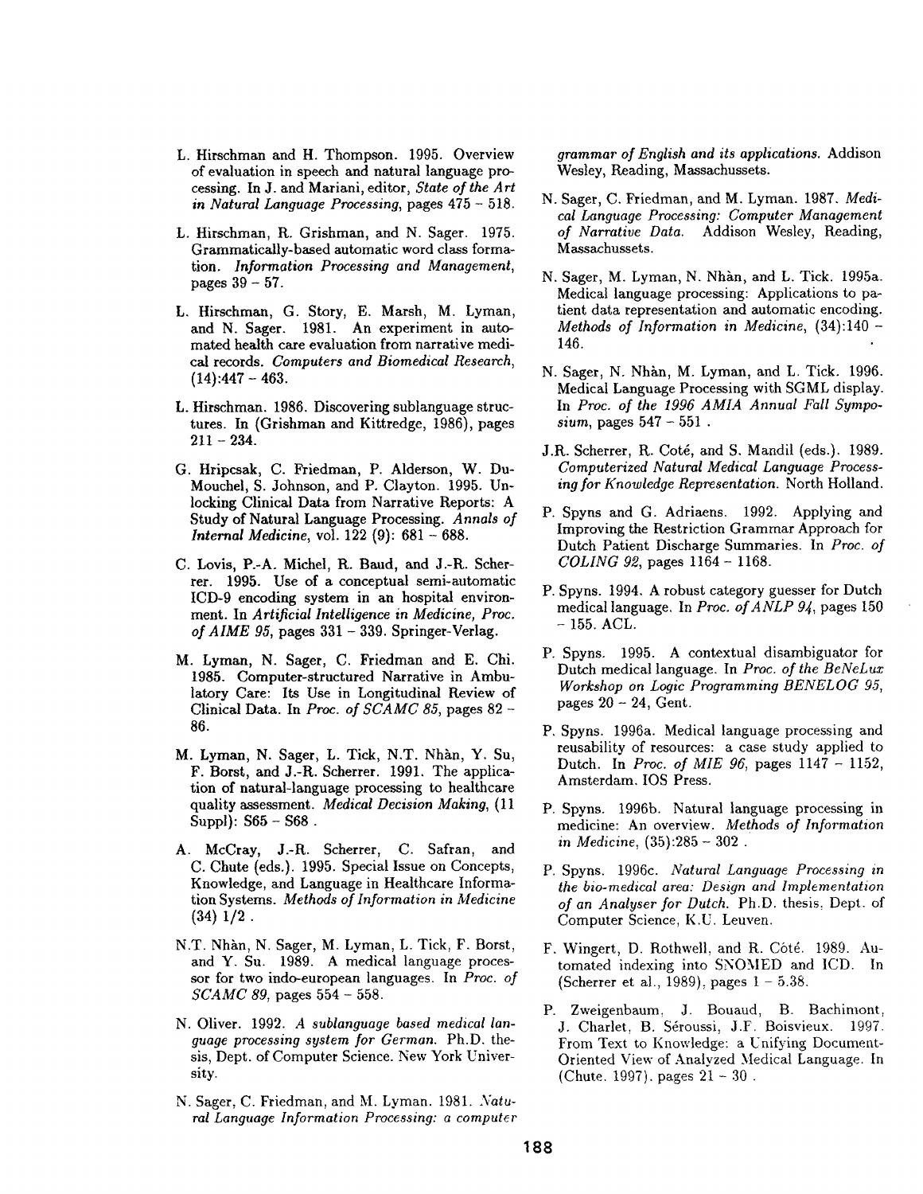L. Hirschman and H. Thompson. 1995. Overview of evaluation in speech and natural language processing. In J. and Mariani, editor, *State of the Art in Natural Language Processing*, pages 475 – 518.

L. Hirschman, R. Grishman, and N. Sager. 1975. Grammatically-based automatic word class formation. *Information Processing and Management*, pages 39 – 57.

L. Hirschman, G. Story, E. Marsh, M. Lyman, and N. Sager. 1981. An experiment in automated health care evaluation from narrative medical records. *Computers and Biomedical Research*, (14):447 – 463.

L. Hirschman. 1986. Discovering sublanguage structures. In (Grishman and Kittredge, 1986), pages 211 – 234.

G. Hripcsak, C. Friedman, P. Alderson, W. DuMouchel, S. Johnson, and P. Clayton. 1995. Unlocking Clinical Data from Narrative Reports: A Study of Natural Language Processing. *Annals of Internal Medicine*, vol. 122 (9): 681 – 688.

C. Lovis, P.-A. Michel, R. Baud, and J.-R. Scherrer. 1995. Use of a conceptual semi-automatic ICD-9 encoding system in an hospital environment. In *Artificial Intelligence in Medicine, Proc. of AIME 95*, pages 331 – 339. Springer-Verlag.

M. Lyman, N. Sager, C. Friedman and E. Chi. 1985. Computer-structured Narrative in Ambulatory Care: Its Use in Longitudinal Review of Clinical Data. In *Proc. of SCAMC 85*, pages 82 – 86.

M. Lyman, N. Sager, L. Tick, N.T. Nhàn, Y. Su, F. Borst, and J.-R. Scherrer. 1991. The application of natural-language processing to healthcare quality assessment. *Medical Decision Making*, (11 Suppl): S65 – S68 .

A. McCray, J.-R. Scherrer, C. Safran, and C. Chute (eds.). 1995. Special Issue on Concepts, Knowledge, and Language in Healthcare Information Systems. *Methods of Information in Medicine* (34) 1/2 .

N.T. Nhàn, N. Sager, M. Lyman, L. Tick, F. Borst, and Y. Su. 1989. A medical language processor for two indo-european languages. In *Proc. of SCAMC 89*, pages 554 – 558.

N. Oliver. 1992. *A sublanguage based medical language processing system for German.* Ph.D. thesis, Dept. of Computer Science. New York University.

N. Sager, C. Friedman, and M. Lyman. 1981. *Natural Language Information Processing: a computer grammar of English and its applications.* Addison Wesley, Reading, Massachussets.

N. Sager, C. Friedman, and M. Lyman. 1987. *Medical Language Processing: Computer Management of Narrative Data.* Addison Wesley, Reading, Massachussets.

N. Sager, M. Lyman, N. Nhàn, and L. Tick. 1995a. Medical language processing: Applications to patient data representation and automatic encoding. *Methods of Information in Medicine*, (34):140 – 146.

N. Sager, N. Nhàn, M. Lyman, and L. Tick. 1996. Medical Language Processing with SGML display. In *Proc. of the 1996 AMIA Annual Fall Symposium*, pages 547 – 551 .

J.R. Scherrer, R. Coté, and S. Mandil (eds.). 1989. *Computerized Natural Medical Language Processing for Knowledge Representation.* North Holland.

P. Spyns and G. Adriaens. 1992. Applying and Improving the Restriction Grammar Approach for Dutch Patient Discharge Summaries. In *Proc. of COLING 92*, pages 1164 – 1168.

P. Spyns. 1994. A robust category guesser for Dutch medical language. In *Proc. of ANLP 94*, pages 150 – 155. ACL.

P. Spyns. 1995. A contextual disambiguator for Dutch medical language. In *Proc. of the BeNeLux Workshop on Logic Programming BENELOG 95*, pages 20 – 24, Gent.

P. Spyns. 1996a. Medical language processing and reusability of resources: a case study applied to Dutch. In *Proc. of MIE 96*, pages 1147 – 1152, Amsterdam. IOS Press.

P. Spyns. 1996b. Natural language processing in medicine: An overview. *Methods of Information in Medicine*, (35):285 – 302 .

P. Spyns. 1996c. *Natural Language Processing in the bio-medical area: Design and Implementation of an Analyser for Dutch.* Ph.D. thesis, Dept. of Computer Science, K.U. Leuven.

F. Wingert, D. Rothwell, and R. Côté. 1989. Automated indexing into SNOMED and ICD. In (Scherrer et al., 1989), pages 1 – 5.38.

P. Zweigenbaum, J. Bouaud, B. Bachimont, J. Charlet, B. Séroussi, J.F. Boisvieux. 1997. From Text to Knowledge: a Unifying Document-Oriented View of Analyzed Medical Language. In (Chute. 1997). pages 21 – 30 .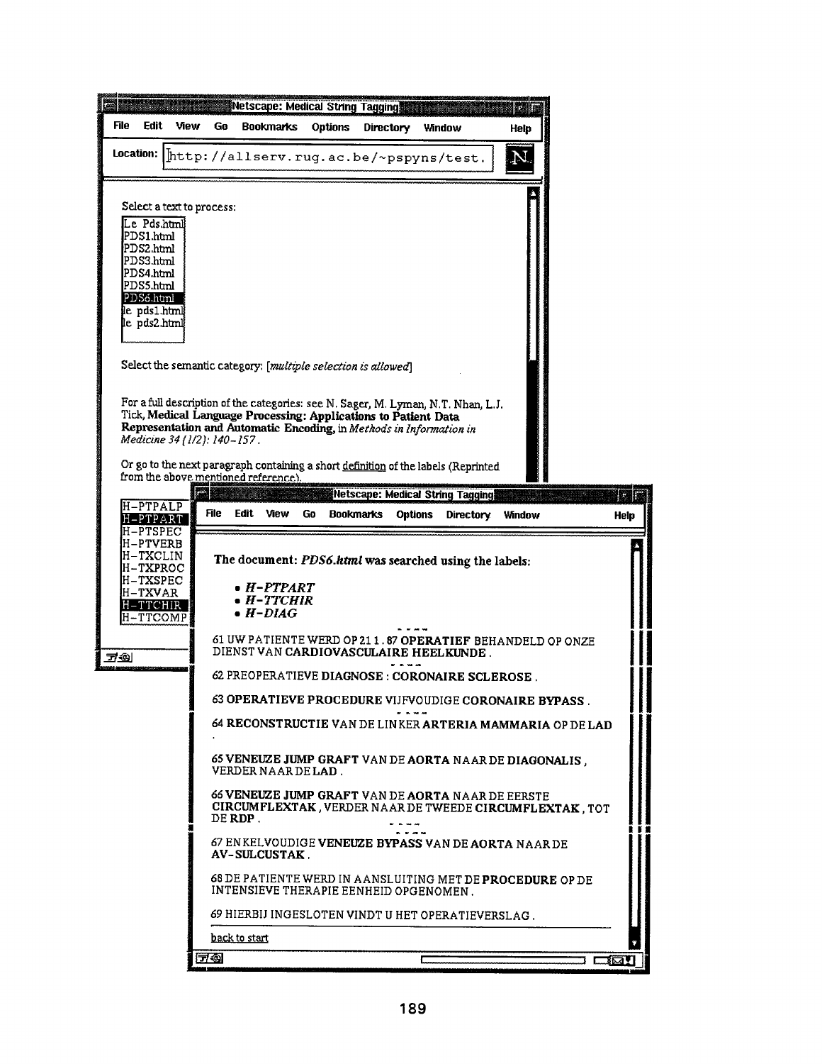Netscape: Medical String Tagging

File Edit View Go Bookmarks Options Directory Window Help

Location: http://allserv.rug.ac.be/~pspyns/test.

Select a text to process:

Le Pds.html
PDS1.html
PDS2.html
PDS3.html
PDS4.html
PDS5.html
PDS6.html
le pds1.html
le pds2.html

Select the semantic category: [*multiple selection is allowed*]

For a full description of the categories: see N. Sager, M. Lyman, N.T. Nhan, L.J. Tick, **Medical Language Processing: Applications to Patient Data Representation and Automatic Encoding**, in *Methods in Information in Medicine 34 (1/2): 140-157*.

Or go to the next paragraph containing a short definition of the labels (Reprinted from the above mentioned reference).

H-PTPALP
H-PTPART
H-PTSPEC
H-PTVERB
H-TXCLIN
H-TXPROC
H-TXSPEC
H-TXVAR
H-TTCHIR
H-TTCOMP

Netscape: Medical String Tagging

File Edit View Go Bookmarks Options Directory Window Help

**The document: *PDS6.html* was searched using the labels:**

- ***H-PTPART***
- ***H-TTCHIR***
- ***H-DIAG***

61 UW PATIENTE WERD OP 21 1 . 87 **OPERATIEF** BEHANDELD OP ONZE DIENST VAN **CARDIOVASCULAIRE HEELKUNDE** .

62 PREOPERATIEVE DIAGNOSE : **CORONAIRE SCLEROSE** .

63 **OPERATIEVE PROCEDURE** VIJFVOUDIGE **CORONAIRE BYPASS** .

64 **RECONSTRUCTIE** VAN DE LINKER **ARTERIA MAMMARIA** OP DE **LAD** .

65 **VENEUZE JUMP GRAFT** VAN DE **AORTA** NAAR DE **DIAGONALIS** , VERDER NAAR DE LAD .

66 **VENEUZE JUMP GRAFT** VAN DE **AORTA** NAAR DE EERSTE **CIRCUMFLEXTAK** , VERDER NAAR DE TWEEDE **CIRCUMFLEXTAK** , TOT DE **RDP** .

67 ENKELVOUDIGE **VENEUZE BYPASS** VAN DE **AORTA** NAAR DE **AV-SULCUSTAK** .

68 DE PATIENTE WERD IN AANSLUITING MET DE **PROCEDURE** OP DE INTENSIEVE THERAPIE EENHEID OPGENOMEN .

69 HIERBIJ INGESLOTEN VINDT U HET OPERATIEVERSLAG .

back to start